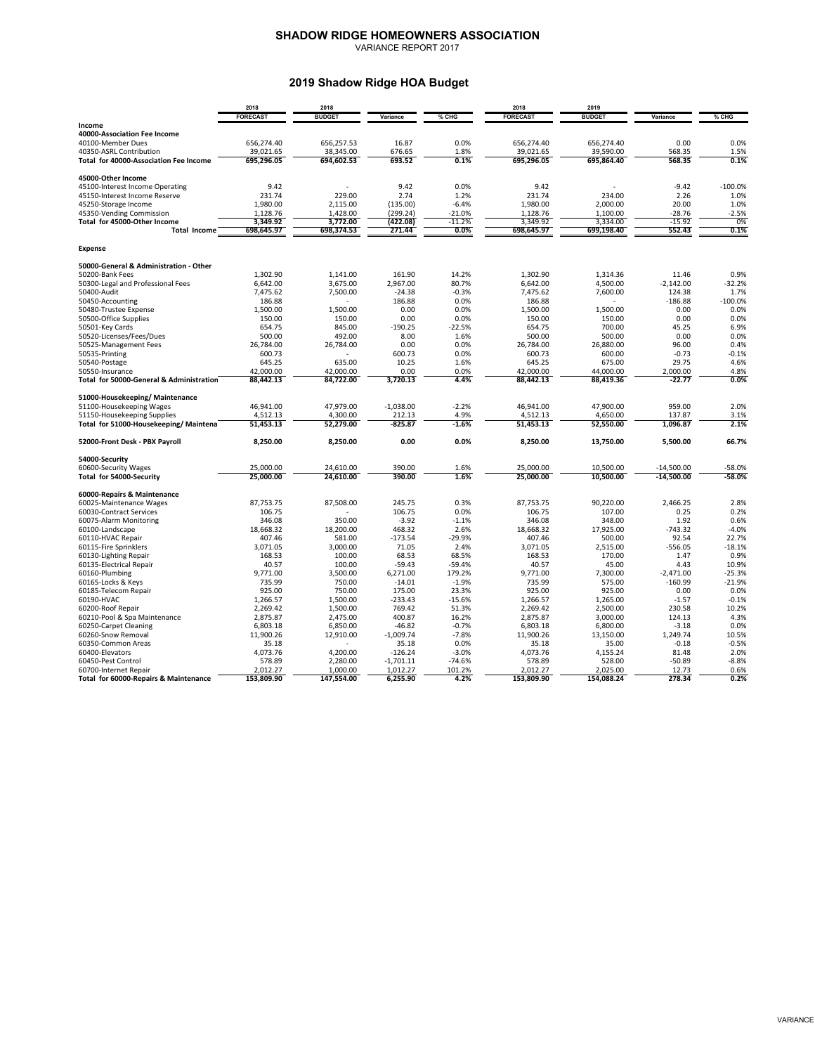# SHADOW RIDGE HOMEOWNERS ASSOCIATION

VARIANCE REPORT 2017

## 2019 Shadow Ridge HOA Budget

| | 2018 FORECAST | 2018 BUDGET | Variance | % CHG | 2018 FORECAST | 2019 BUDGET | Variance | % CHG |
|---|---|---|---|---|---|---|---|---|
| **Income** | | | | | | | | |
| **40000-Association Fee Income** | | | | | | | | |
| 40100-Member Dues | 656,274.40 | 656,257.53 | 16.87 | 0.0% | 656,274.40 | 656,274.40 | 0.00 | 0.0% |
| 40350-ASRL Contribution | 39,021.65 | 38,345.00 | 676.65 | 1.8% | 39,021.65 | 39,590.00 | 568.35 | 1.5% |
| **Total for 40000-Association Fee Income** | **695,296.05** | **694,602.53** | **693.52** | **0.1%** | **695,296.05** | **695,864.40** | **568.35** | **0.1%** |
| **45000-Other Income** | | | | | | | | |
| 45100-Interest Income Operating | 9.42 | - | 9.42 | 0.0% | 9.42 | - | -9.42 | -100.0% |
| 45150-Interest Income Reserve | 231.74 | 229.00 | 2.74 | 1.2% | 231.74 | 234.00 | 2.26 | 1.0% |
| 45250-Storage Income | 1,980.00 | 2,115.00 | (135.00) | -6.4% | 1,980.00 | 2,000.00 | 20.00 | 1.0% |
| 45350-Vending Commission | 1,128.76 | 1,428.00 | (299.24) | -21.0% | 1,128.76 | 1,100.00 | -28.76 | -2.5% |
| **Total for 45000-Other Income** | **3,349.92** | **3,772.00** | **(422.08)** | **-11.2%** | **3,349.92** | **3,334.00** | **-15.92** | **0%** |
| **Total Income** | **698,645.97** | **698,374.53** | **271.44** | **0.0%** | **698,645.97** | **699,198.40** | **552.43** | **0.1%** |
| **Expense** | | | | | | | | |
| **50000-General & Administration - Other** | | | | | | | | |
| 50200-Bank Fees | 1,302.90 | 1,141.00 | 161.90 | 14.2% | 1,302.90 | 1,314.36 | 11.46 | 0.9% |
| 50300-Legal and Professional Fees | 6,642.00 | 3,675.00 | 2,967.00 | 80.7% | 6,642.00 | 4,500.00 | -2,142.00 | -32.2% |
| 50400-Audit | 7,475.62 | 7,500.00 | -24.38 | -0.3% | 7,475.62 | 7,600.00 | 124.38 | 1.7% |
| 50450-Accounting | 186.88 | - | 186.88 | 0.0% | 186.88 | - | -186.88 | -100.0% |
| 50480-Trustee Expense | 1,500.00 | 1,500.00 | 0.00 | 0.0% | 1,500.00 | 1,500.00 | 0.00 | 0.0% |
| 50500-Office Supplies | 150.00 | 150.00 | 0.00 | 0.0% | 150.00 | 150.00 | 0.00 | 0.0% |
| 50501-Key Cards | 654.75 | 845.00 | -190.25 | -22.5% | 654.75 | 700.00 | 45.25 | 6.9% |
| 50520-Licenses/Fees/Dues | 500.00 | 492.00 | 8.00 | 1.6% | 500.00 | 500.00 | 0.00 | 0.0% |
| 50525-Management Fees | 26,784.00 | 26,784.00 | 0.00 | 0.0% | 26,784.00 | 26,880.00 | 96.00 | 0.4% |
| 50535-Printing | 600.73 | - | 600.73 | 0.0% | 600.73 | 600.00 | -0.73 | -0.1% |
| 50540-Postage | 645.25 | 635.00 | 10.25 | 1.6% | 645.25 | 675.00 | 29.75 | 4.6% |
| 50550-Insurance | 42,000.00 | 42,000.00 | 0.00 | 0.0% | 42,000.00 | 44,000.00 | 2,000.00 | 4.8% |
| **Total for 50000-General & Administration** | **88,442.13** | **84,722.00** | **3,720.13** | **4.4%** | **88,442.13** | **88,419.36** | **-22.77** | **0.0%** |
| **51000-Housekeeping/ Maintenance** | | | | | | | | |
| 51100-Housekeeping Wages | 46,941.00 | 47,979.00 | -1,038.00 | -2.2% | 46,941.00 | 47,900.00 | 959.00 | 2.0% |
| 51150-Housekeeping Supplies | 4,512.13 | 4,300.00 | 212.13 | 4.9% | 4,512.13 | 4,650.00 | 137.87 | 3.1% |
| **Total for 51000-Housekeeping/ Maintena** | **51,453.13** | **52,279.00** | **-825.87** | **-1.6%** | **51,453.13** | **52,550.00** | **1,096.87** | **2.1%** |
| **52000-Front Desk - PBX Payroll** | **8,250.00** | **8,250.00** | **0.00** | **0.0%** | **8,250.00** | **13,750.00** | **5,500.00** | **66.7%** |
| **54000-Security** | | | | | | | | |
| 60600-Security Wages | 25,000.00 | 24,610.00 | 390.00 | 1.6% | 25,000.00 | 10,500.00 | -14,500.00 | -58.0% |
| **Total for 54000-Security** | **25,000.00** | **24,610.00** | **390.00** | **1.6%** | **25,000.00** | **10,500.00** | **-14,500.00** | **-58.0%** |
| **60000-Repairs & Maintenance** | | | | | | | | |
| 60025-Maintenance Wages | 87,753.75 | 87,508.00 | 245.75 | 0.3% | 87,753.75 | 90,220.00 | 2,466.25 | 2.8% |
| 60030-Contract Services | 106.75 | - | 106.75 | 0.0% | 106.75 | 107.00 | 0.25 | 0.2% |
| 60075-Alarm Monitoring | 346.08 | 350.00 | -3.92 | -1.1% | 346.08 | 348.00 | 1.92 | 0.6% |
| 60100-Landscape | 18,668.32 | 18,200.00 | 468.32 | 2.6% | 18,668.32 | 17,925.00 | -743.32 | -4.0% |
| 60110-HVAC Repair | 407.46 | 581.00 | -173.54 | -29.9% | 407.46 | 500.00 | 92.54 | 22.7% |
| 60115-Fire Sprinklers | 3,071.05 | 3,000.00 | 71.05 | 2.4% | 3,071.05 | 2,515.00 | -556.05 | -18.1% |
| 60130-Lighting Repair | 168.53 | 100.00 | 68.53 | 68.5% | 168.53 | 170.00 | 1.47 | 0.9% |
| 60135-Electrical Repair | 40.57 | 100.00 | -59.43 | -59.4% | 40.57 | 45.00 | 4.43 | 10.9% |
| 60160-Plumbing | 9,771.00 | 3,500.00 | 6,271.00 | 179.2% | 9,771.00 | 7,300.00 | -2,471.00 | -25.3% |
| 60165-Locks & Keys | 735.99 | 750.00 | -14.01 | -1.9% | 735.99 | 575.00 | -160.99 | -21.9% |
| 60185-Telecom Repair | 925.00 | 750.00 | 175.00 | 23.3% | 925.00 | 925.00 | 0.00 | 0.0% |
| 60190-HVAC | 1,266.57 | 1,500.00 | -233.43 | -15.6% | 1,266.57 | 1,265.00 | -1.57 | -0.1% |
| 60200-Roof Repair | 2,269.42 | 1,500.00 | 769.42 | 51.3% | 2,269.42 | 2,500.00 | 230.58 | 10.2% |
| 60210-Pool & Spa Maintenance | 2,875.87 | 2,475.00 | 400.87 | 16.2% | 2,875.87 | 3,000.00 | 124.13 | 4.3% |
| 60250-Carpet Cleaning | 6,803.18 | 6,850.00 | -46.82 | -0.7% | 6,803.18 | 6,800.00 | -3.18 | 0.0% |
| 60260-Snow Removal | 11,900.26 | 12,910.00 | -1,009.74 | -7.8% | 11,900.26 | 13,150.00 | 1,249.74 | 10.5% |
| 60350-Common Areas | 35.18 | - | 35.18 | 0.0% | 35.18 | 35.00 | -0.18 | -0.5% |
| 60400-Elevators | 4,073.76 | 4,200.00 | -126.24 | -3.0% | 4,073.76 | 4,155.24 | 81.48 | 2.0% |
| 60450-Pest Control | 578.89 | 2,280.00 | -1,701.11 | -74.6% | 578.89 | 528.00 | -50.89 | -8.8% |
| 60700-Internet Repair | 2,012.27 | 1,000.00 | 1,012.27 | 101.2% | 2,012.27 | 2,025.00 | 12.73 | 0.6% |
| **Total for 60000-Repairs & Maintenance** | **153,809.90** | **147,554.00** | **6,255.90** | **4.2%** | **153,809.90** | **154,088.24** | **278.34** | **0.2%** |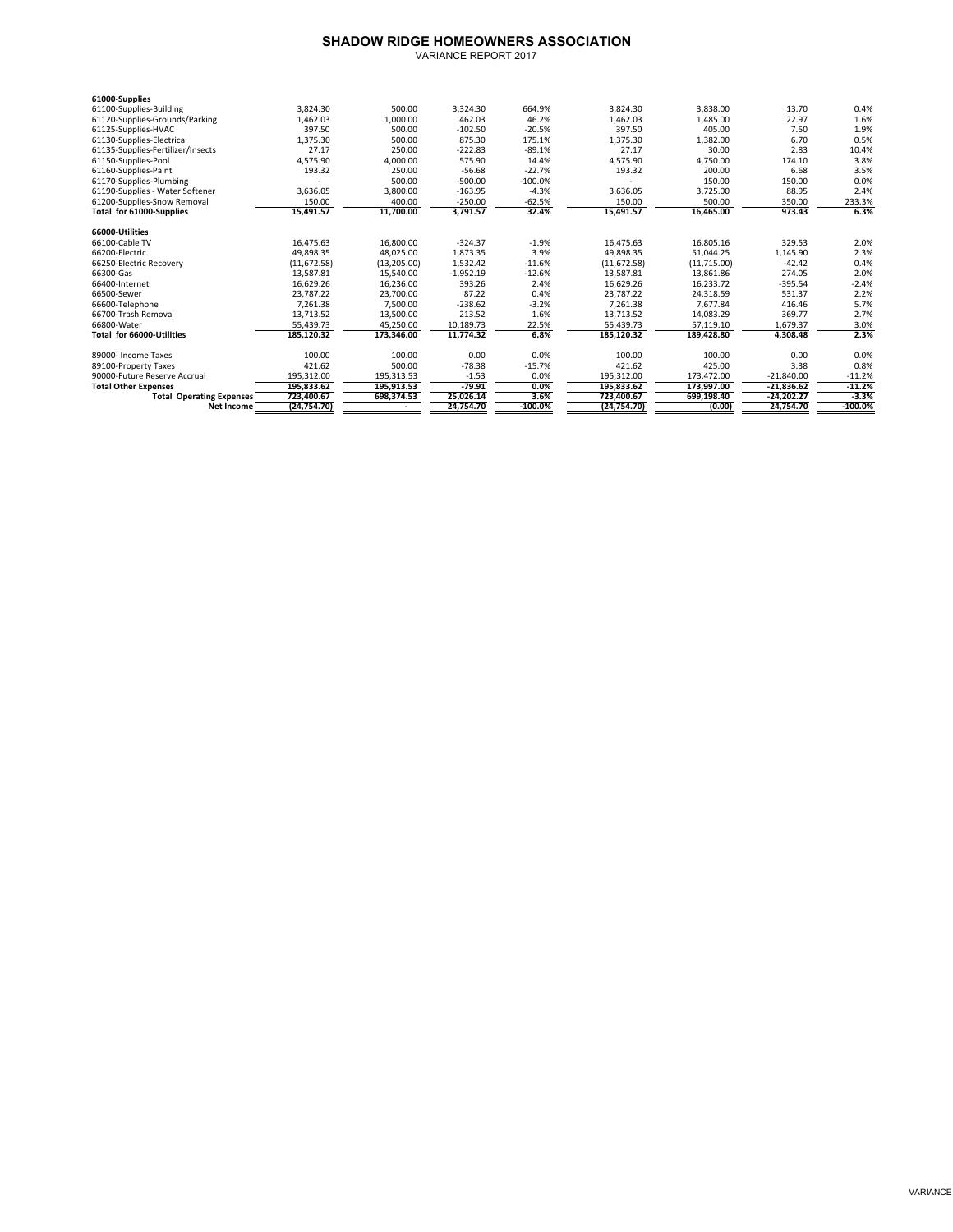# SHADOW RIDGE HOMEOWNERS ASSOCIATION

VARIANCE REPORT 2017

| | | | | | | | | |
|---|---|---|---|---|---|---|---|---|
| **61000-Supplies** | | | | | | | | |
| 61100-Supplies-Building | 3,824.30 | 500.00 | 3,324.30 | 664.9% | 3,824.30 | 3,838.00 | 13.70 | 0.4% |
| 61120-Supplies-Grounds/Parking | 1,462.03 | 1,000.00 | 462.03 | 46.2% | 1,462.03 | 1,485.00 | 22.97 | 1.6% |
| 61125-Supplies-HVAC | 397.50 | 500.00 | -102.50 | -20.5% | 397.50 | 405.00 | 7.50 | 1.9% |
| 61130-Supplies-Electrical | 1,375.30 | 500.00 | 875.30 | 175.1% | 1,375.30 | 1,382.00 | 6.70 | 0.5% |
| 61135-Supplies-Fertilizer/Insects | 27.17 | 250.00 | -222.83 | -89.1% | 27.17 | 30.00 | 2.83 | 10.4% |
| 61150-Supplies-Pool | 4,575.90 | 4,000.00 | 575.90 | 14.4% | 4,575.90 | 4,750.00 | 174.10 | 3.8% |
| 61160-Supplies-Paint | 193.32 | 250.00 | -56.68 | -22.7% | 193.32 | 200.00 | 6.68 | 3.5% |
| 61170-Supplies-Plumbing | - | 500.00 | -500.00 | -100.0% | - | 150.00 | 150.00 | 0.0% |
| 61190-Supplies - Water Softener | 3,636.05 | 3,800.00 | -163.95 | -4.3% | 3,636.05 | 3,725.00 | 88.95 | 2.4% |
| 61200-Supplies-Snow Removal | 150.00 | 400.00 | -250.00 | -62.5% | 150.00 | 500.00 | 350.00 | 233.3% |
| **Total for 61000-Supplies** | **15,491.57** | **11,700.00** | **3,791.57** | **32.4%** | **15,491.57** | **16,465.00** | **973.43** | **6.3%** |
| **66000-Utilities** | | | | | | | | |
| 66100-Cable TV | 16,475.63 | 16,800.00 | -324.37 | -1.9% | 16,475.63 | 16,805.16 | 329.53 | 2.0% |
| 66200-Electric | 49,898.35 | 48,025.00 | 1,873.35 | 3.9% | 49,898.35 | 51,044.25 | 1,145.90 | 2.3% |
| 66250-Electric Recovery | (11,672.58) | (13,205.00) | 1,532.42 | -11.6% | (11,672.58) | (11,715.00) | -42.42 | 0.4% |
| 66300-Gas | 13,587.81 | 15,540.00 | -1,952.19 | -12.6% | 13,587.81 | 13,861.86 | 274.05 | 2.0% |
| 66400-Internet | 16,629.26 | 16,236.00 | 393.26 | 2.4% | 16,629.26 | 16,233.72 | -395.54 | -2.4% |
| 66500-Sewer | 23,787.22 | 23,700.00 | 87.22 | 0.4% | 23,787.22 | 24,318.59 | 531.37 | 2.2% |
| 66600-Telephone | 7,261.38 | 7,500.00 | -238.62 | -3.2% | 7,261.38 | 7,677.84 | 416.46 | 5.7% |
| 66700-Trash Removal | 13,713.52 | 13,500.00 | 213.52 | 1.6% | 13,713.52 | 14,083.29 | 369.77 | 2.7% |
| 66800-Water | 55,439.73 | 45,250.00 | 10,189.73 | 22.5% | 55,439.73 | 57,119.10 | 1,679.37 | 3.0% |
| **Total for 66000-Utilities** | **185,120.32** | **173,346.00** | **11,774.32** | **6.8%** | **185,120.32** | **189,428.80** | **4,308.48** | **2.3%** |
| 89000- Income Taxes | 100.00 | 100.00 | 0.00 | 0.0% | 100.00 | 100.00 | 0.00 | 0.0% |
| 89100-Property Taxes | 421.62 | 500.00 | -78.38 | -15.7% | 421.62 | 425.00 | 3.38 | 0.8% |
| 90000-Future Reserve Accrual | 195,312.00 | 195,313.53 | -1.53 | 0.0% | 195,312.00 | 173,472.00 | -21,840.00 | -11.2% |
| **Total Other Expenses** | **195,833.62** | **195,913.53** | **-79.91** | **0.0%** | **195,833.62** | **173,997.00** | **-21,836.62** | **-11.2%** |
| **Total Operating Expenses** | **723,400.67** | **698,374.53** | **25,026.14** | **3.6%** | **723,400.67** | **699,198.40** | **-24,202.27** | **-3.3%** |
| **Net Income** | **(24,754.70)** | **-** | **24,754.70** | **-100.0%** | **(24,754.70)** | **(0.00)** | **24,754.70** | **-100.0%** |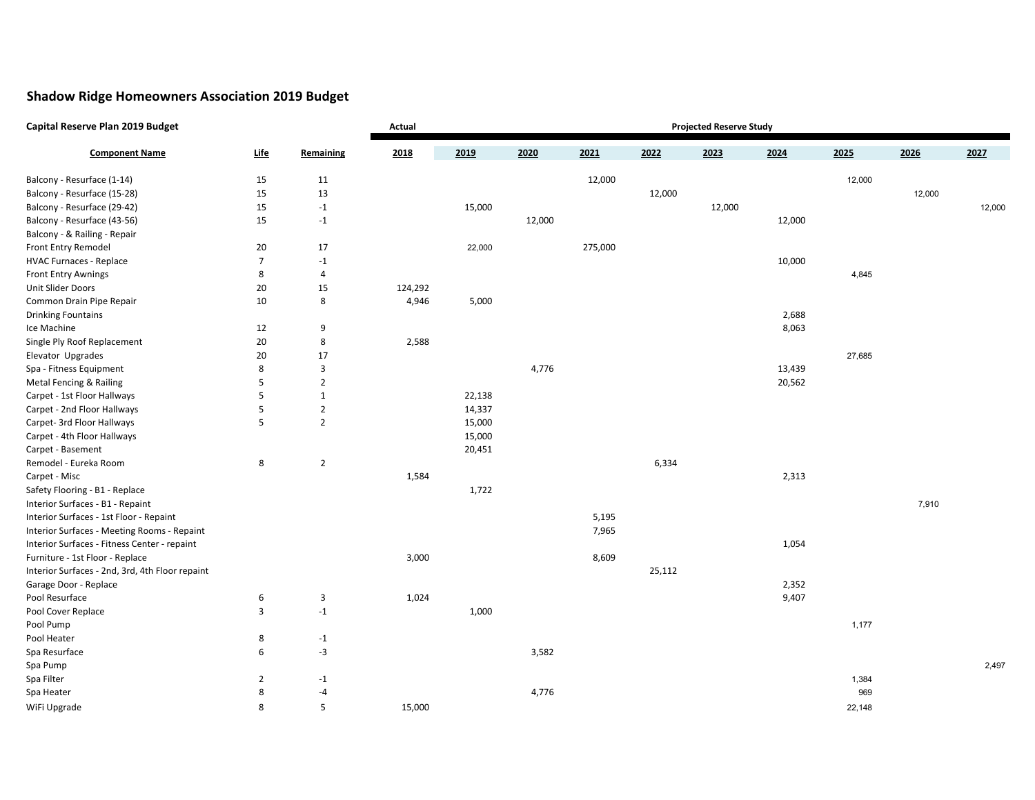## Shadow Ridge Homeowners Association 2019 Budget

**Capital Reserve Plan 2019 Budget**

| Component Name | Life | Remaining | Actual | Projected Reserve Study | | | | | | | | |
|---|---|---|---|---|---|---|---|---|---|---|---|---|
| | | | 2018 | 2019 | 2020 | 2021 | 2022 | 2023 | 2024 | 2025 | 2026 | 2027 |
| Balcony - Resurface (1-14) | 15 | 11 | | | | 12,000 | | | | 12,000 | | |
| Balcony - Resurface (15-28) | 15 | 13 | | | | | 12,000 | | | | 12,000 | |
| Balcony - Resurface (29-42) | 15 | -1 | | 15,000 | | | | 12,000 | | | | 12,000 |
| Balcony - Resurface (43-56) | 15 | -1 | | | 12,000 | | | | 12,000 | | | |
| Balcony - & Railing - Repair | | | | | | | | | | | | |
| Front Entry Remodel | 20 | 17 | | 22,000 | | 275,000 | | | | | | |
| HVAC Furnaces - Replace | 7 | -1 | | | | | | | 10,000 | | | |
| Front Entry Awnings | 8 | 4 | | | | | | | | 4,845 | | |
| Unit Slider Doors | 20 | 15 | 124,292 | | | | | | | | | |
| Common Drain Pipe Repair | 10 | 8 | 4,946 | 5,000 | | | | | | | | |
| Drinking Fountains | | | | | | | | | 2,688 | | | |
| Ice Machine | 12 | 9 | | | | | | | 8,063 | | | |
| Single Ply Roof Replacement | 20 | 8 | 2,588 | | | | | | | | | |
| Elevator Upgrades | 20 | 17 | | | | | | | | 27,685 | | |
| Spa - Fitness Equipment | 8 | 3 | | | 4,776 | | | | 13,439 | | | |
| Metal Fencing & Railing | 5 | 2 | | | | | | | 20,562 | | | |
| Carpet - 1st Floor Hallways | 5 | 1 | | 22,138 | | | | | | | | |
| Carpet - 2nd Floor Hallways | 5 | 2 | | 14,337 | | | | | | | | |
| Carpet- 3rd Floor Hallways | 5 | 2 | | 15,000 | | | | | | | | |
| Carpet - 4th Floor Hallways | | | | 15,000 | | | | | | | | |
| Carpet - Basement | | | | 20,451 | | | | | | | | |
| Remodel - Eureka Room | 8 | 2 | | | | | 6,334 | | | | | |
| Carpet - Misc | | | 1,584 | | | | | | 2,313 | | | |
| Safety Flooring - B1 - Replace | | | | 1,722 | | | | | | | | |
| Interior Surfaces - B1 - Repaint | | | | | | | | | | | 7,910 | |
| Interior Surfaces - 1st Floor - Repaint | | | | | | 5,195 | | | | | | |
| Interior Surfaces - Meeting Rooms - Repaint | | | | | | 7,965 | | | | | | |
| Interior Surfaces - Fitness Center - repaint | | | | | | | | | 1,054 | | | |
| Furniture - 1st Floor - Replace | | | 3,000 | | | 8,609 | | | | | | |
| Interior Surfaces - 2nd, 3rd, 4th Floor repaint | | | | | | | 25,112 | | | | | |
| Garage Door - Replace | | | | | | | | | 2,352 | | | |
| Pool Resurface | 6 | 3 | 1,024 | | | | | | 9,407 | | | |
| Pool Cover Replace | 3 | -1 | | 1,000 | | | | | | | | |
| Pool Pump | | | | | | | | | | 1,177 | | |
| Pool Heater | 8 | -1 | | | | | | | | | | |
| Spa Resurface | 6 | -3 | | | 3,582 | | | | | | | |
| Spa Pump | | | | | | | | | | | | 2,497 |
| Spa Filter | 2 | -1 | | | | | | | | 1,384 | | |
| Spa Heater | 8 | -4 | | | 4,776 | | | | | 969 | | |
| WiFi Upgrade | 8 | 5 | 15,000 | | | | | | | 22,148 | | |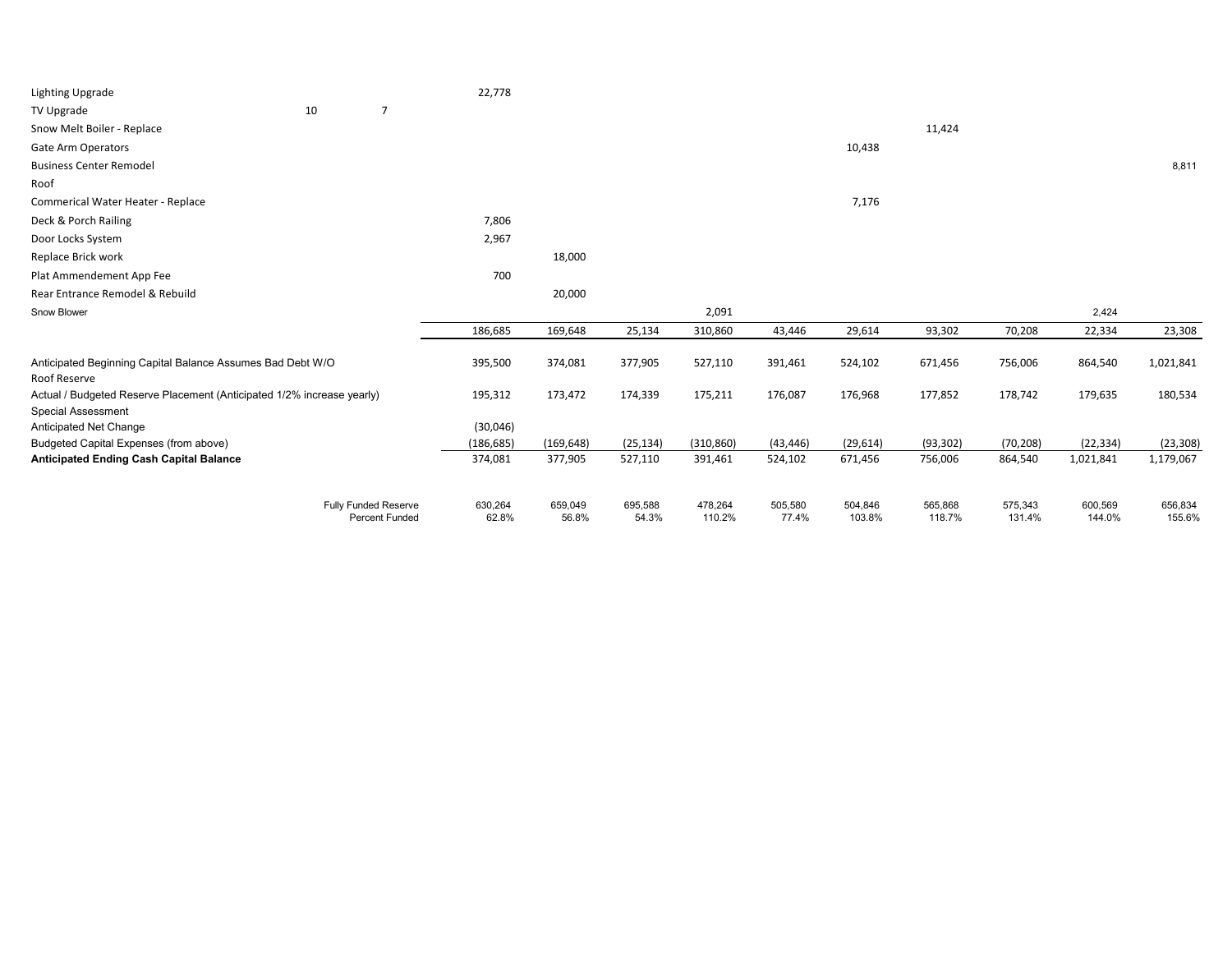| | | | | | | | | | | | | |
|---|---|---|---|---|---|---|---|---|---|---|---|---|
| Lighting Upgrade | | | 22,778 | | | | | | | | | |
| TV Upgrade | 10 | 7 | | | | | | | | | | |
| Snow Melt Boiler - Replace | | | | | | | | | 11,424 | | | |
| Gate Arm Operators | | | | | | | | 10,438 | | | | |
| Business Center Remodel | | | | | | | | | | | | 8,811 |
| Roof | | | | | | | | | | | | |
| Commerical Water Heater - Replace | | | | | | | | 7,176 | | | | |
| Deck & Porch Railing | | | 7,806 | | | | | | | | | |
| Door Locks System | | | 2,967 | | | | | | | | | |
| Replace Brick work | | | | 18,000 | | | | | | | | |
| Plat Ammendement App Fee | | | 700 | | | | | | | | | |
| Rear Entrance Remodel & Rebuild | | | | 20,000 | | | | | | | | |
| Snow Blower | | | | | | 2,091 | | | | | 2,424 | |
| | | | 186,685 | 169,648 | 25,134 | 310,860 | 43,446 | 29,614 | 93,302 | 70,208 | 22,334 | 23,308 |
| Anticipated Beginning Capital Balance Assumes Bad Debt W/O | | | 395,500 | 374,081 | 377,905 | 527,110 | 391,461 | 524,102 | 671,456 | 756,006 | 864,540 | 1,021,841 |
| Roof Reserve | | | | | | | | | | | | |
| Actual / Budgeted Reserve Placement (Anticipated 1/2% increase yearly) | | | 195,312 | 173,472 | 174,339 | 175,211 | 176,087 | 176,968 | 177,852 | 178,742 | 179,635 | 180,534 |
| Special Assessment | | | | | | | | | | | | |
| Anticipated Net Change | | | (30,046) | | | | | | | | | |
| Budgeted Capital Expenses (from above) | | | (186,685) | (169,648) | (25,134) | (310,860) | (43,446) | (29,614) | (93,302) | (70,208) | (22,334) | (23,308) |
| **Anticipated Ending Cash Capital Balance** | | | 374,081 | 377,905 | 527,110 | 391,461 | 524,102 | 671,456 | 756,006 | 864,540 | 1,021,841 | 1,179,067 |
| Fully Funded Reserve | | | 630,264 | 659,049 | 695,588 | 478,264 | 505,580 | 504,846 | 565,868 | 575,343 | 600,569 | 656,834 |
| Percent Funded | | | 62.8% | 56.8% | 54.3% | 110.2% | 77.4% | 103.8% | 118.7% | 131.4% | 144.0% | 155.6% |